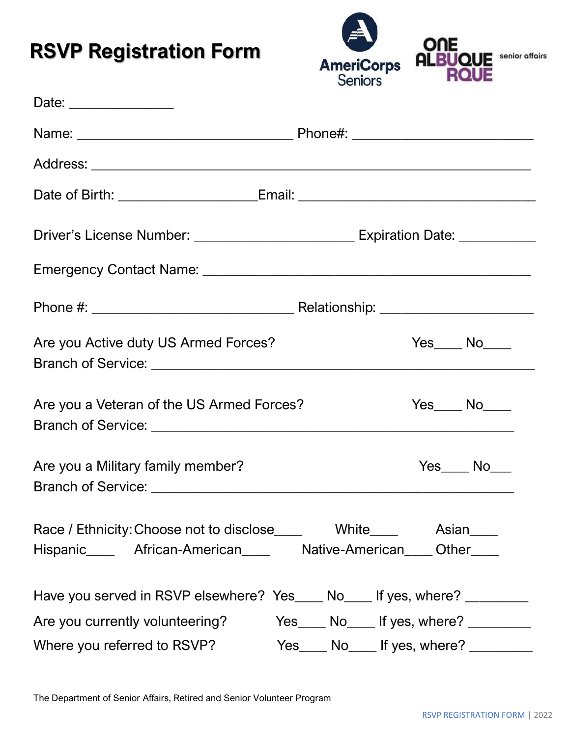# RSVP Registration Form

AmeriCorps Seniors | ONE ALBUQUERQUE senior affairs

Date: ______________

Name: _____________________________ Phone#: ________________________

Address: ___________________________________________________________

Date of Birth: __________________Email: ________________________________

Driver's License Number: _____________________ Expiration Date: __________

Emergency Contact Name: ___________________________________________

Phone #: ___________________________ Relationship: ____________________

Are you Active duty US Armed Forces? Yes____ No____
Branch of Service: ____________________________________________________

Are you a Veteran of the US Armed Forces? Yes____ No____
Branch of Service: _________________________________________________

Are you a Military family member? Yes____ No___
Branch of Service: _________________________________________________

Race / Ethnicity: Choose not to disclose____ White____ Asian____
Hispanic____ African-American____ Native-American____ Other____

Have you served in RSVP elsewhere? Yes____ No____ If yes, where? ________

Are you currently volunteering? Yes____ No____ If yes, where? ________

Where you referred to RSVP? Yes____ No____ If yes, where? ________

The Department of Senior Affairs, Retired and Senior Volunteer Program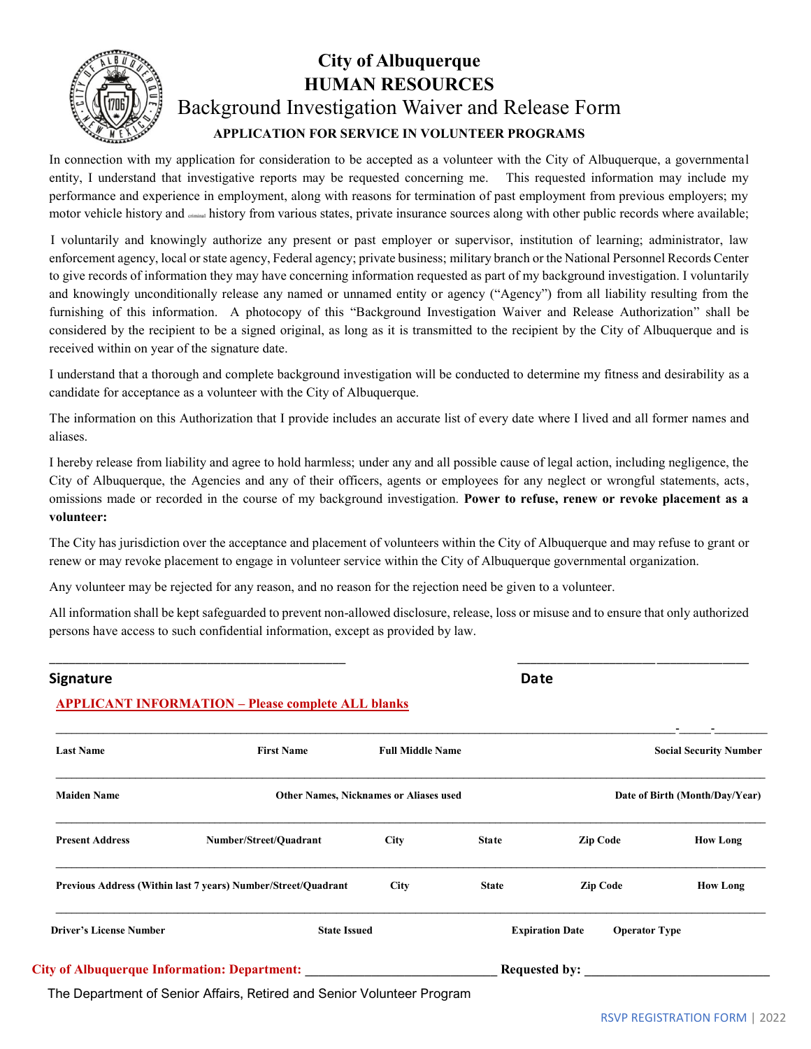# City of Albuquerque
## HUMAN RESOURCES
## Background Investigation Waiver and Release Form
### APPLICATION FOR SERVICE IN VOLUNTEER PROGRAMS

In connection with my application for consideration to be accepted as a volunteer with the City of Albuquerque, a governmental entity, I understand that investigative reports may be requested concerning me. This requested information may include my performance and experience in employment, along with reasons for termination of past employment from previous employers; my motor vehicle history and criminal history from various states, private insurance sources along with other public records where available;

I voluntarily and knowingly authorize any present or past employer or supervisor, institution of learning; administrator, law enforcement agency, local or state agency, Federal agency; private business; military branch or the National Personnel Records Center to give records of information they may have concerning information requested as part of my background investigation. I voluntarily and knowingly unconditionally release any named or unnamed entity or agency ("Agency") from all liability resulting from the furnishing of this information. A photocopy of this "Background Investigation Waiver and Release Authorization" shall be considered by the recipient to be a signed original, as long as it is transmitted to the recipient by the City of Albuquerque and is received within on year of the signature date.

I understand that a thorough and complete background investigation will be conducted to determine my fitness and desirability as a candidate for acceptance as a volunteer with the City of Albuquerque.

The information on this Authorization that I provide includes an accurate list of every date where I lived and all former names and aliases.

I hereby release from liability and agree to hold harmless; under any and all possible cause of legal action, including negligence, the City of Albuquerque, the Agencies and any of their officers, agents or employees for any neglect or wrongful statements, acts, omissions made or recorded in the course of my background investigation. **Power to refuse, renew or revoke placement as a volunteer:**

The City has jurisdiction over the acceptance and placement of volunteers within the City of Albuquerque and may refuse to grant or renew or may revoke placement to engage in volunteer service within the City of Albuquerque governmental organization.

Any volunteer may be rejected for any reason, and no reason for the rejection need be given to a volunteer.

All information shall be kept safeguarded to prevent non-allowed disclosure, release, loss or misuse and to ensure that only authorized persons have access to such confidential information, except as provided by law.

______________________________________________ ______________________________

**Signature** **Date**

**APPLICANT INFORMATION – Please complete ALL blanks**

_________________________________________________________________________ ____-____-________

**Last Name** **First Name** **Full Middle Name** **Social Security Number**

_________________________________________________________________________________________

**Maiden Name** **Other Names, Nicknames or Aliases used** **Date of Birth (Month/Day/Year)**

_________________________________________________________________________________________

**Present Address** **Number/Street/Quadrant** **City** **State** **Zip Code** **How Long**

_________________________________________________________________________________________

**Previous Address (Within last 7 years) Number/Street/Quadrant** **City** **State** **Zip Code** **How Long**

_________________________________________________________________________________________

**Driver's License Number** **State Issued** **Expiration Date** **Operator Type**

**City of Albuquerque Information: Department:** ____________________________ **Requested by:** ____________________________

The Department of Senior Affairs, Retired and Senior Volunteer Program

RSVP REGISTRATION FORM | 2022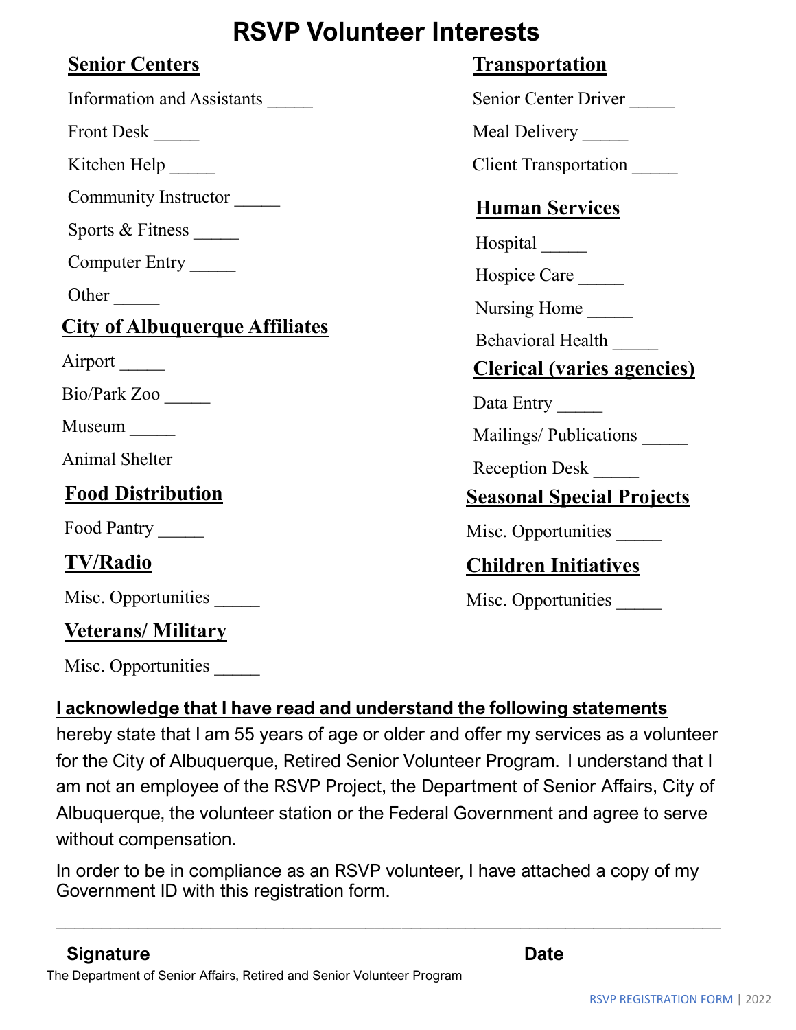# RSVP Volunteer Interests

## Senior Centers

Information and Assistants _____

Front Desk _____

Kitchen Help _____

Community Instructor _____

Sports & Fitness _____

Computer Entry _____

Other _____

## City of Albuquerque Affiliates

Airport _____

Bio/Park Zoo _____

Museum _____

Animal Shelter

## Food Distribution

Food Pantry _____

## TV/Radio

Misc. Opportunities _____

## Veterans/ Military

Misc. Opportunities _____

## Transportation

Senior Center Driver _____

Meal Delivery _____

Client Transportation _____

## Human Services

Hospital _____

Hospice Care _____

Nursing Home _____

Behavioral Health _____

## Clerical (varies agencies)

Data Entry _____

Mailings/ Publications _____

Reception Desk _____

## Seasonal Special Projects

Misc. Opportunities _____

## Children Initiatives

Misc. Opportunities _____

**I acknowledge that I have read and understand the following statements**

hereby state that I am 55 years of age or older and offer my services as a volunteer for the City of Albuquerque, Retired Senior Volunteer Program. I understand that I am not an employee of the RSVP Project, the Department of Senior Affairs, City of Albuquerque, the volunteer station or the Federal Government and agree to serve without compensation.

In order to be in compliance as an RSVP volunteer, I have attached a copy of my Government ID with this registration form.

_______________________________________________________________

**Signature** **Date**

The Department of Senior Affairs, Retired and Senior Volunteer Program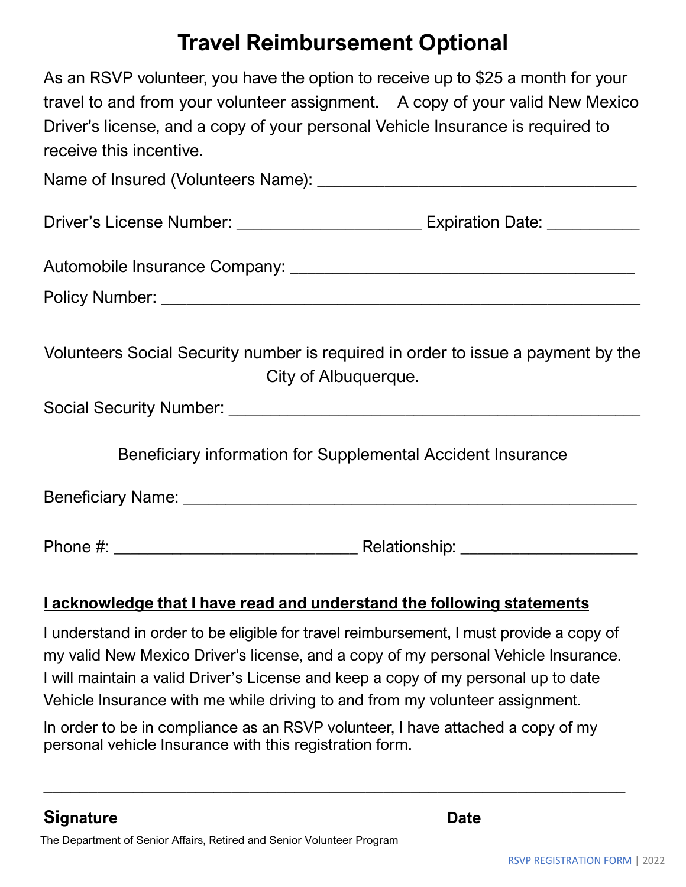# Travel Reimbursement Optional

As an RSVP volunteer, you have the option to receive up to $25 a month for your travel to and from your volunteer assignment. A copy of your valid New Mexico Driver's license, and a copy of your personal Vehicle Insurance is required to receive this incentive.

Name of Insured (Volunteers Name): ___________________________________

Driver's License Number: ____________________ Expiration Date: __________

Automobile Insurance Company: ______________________________________

Policy Number: _______________________________________________________

Volunteers Social Security number is required in order to issue a payment by the City of Albuquerque.

Social Security Number: ______________________________________________

Beneficiary information for Supplemental Accident Insurance

Beneficiary Name: __________________________________________________

Phone #: ___________________________ Relationship: ___________________

**I acknowledge that I have read and understand the following statements**

I understand in order to be eligible for travel reimbursement, I must provide a copy of my valid New Mexico Driver's license, and a copy of my personal Vehicle Insurance. I will maintain a valid Driver's License and keep a copy of my personal up to date Vehicle Insurance with me while driving to and from my volunteer assignment.

In order to be in compliance as an RSVP volunteer, I have attached a copy of my personal vehicle Insurance with this registration form.

_______________________________________________________________

**Signature** **Date**

The Department of Senior Affairs, Retired and Senior Volunteer Program

RSVP REGISTRATION FORM | 2022